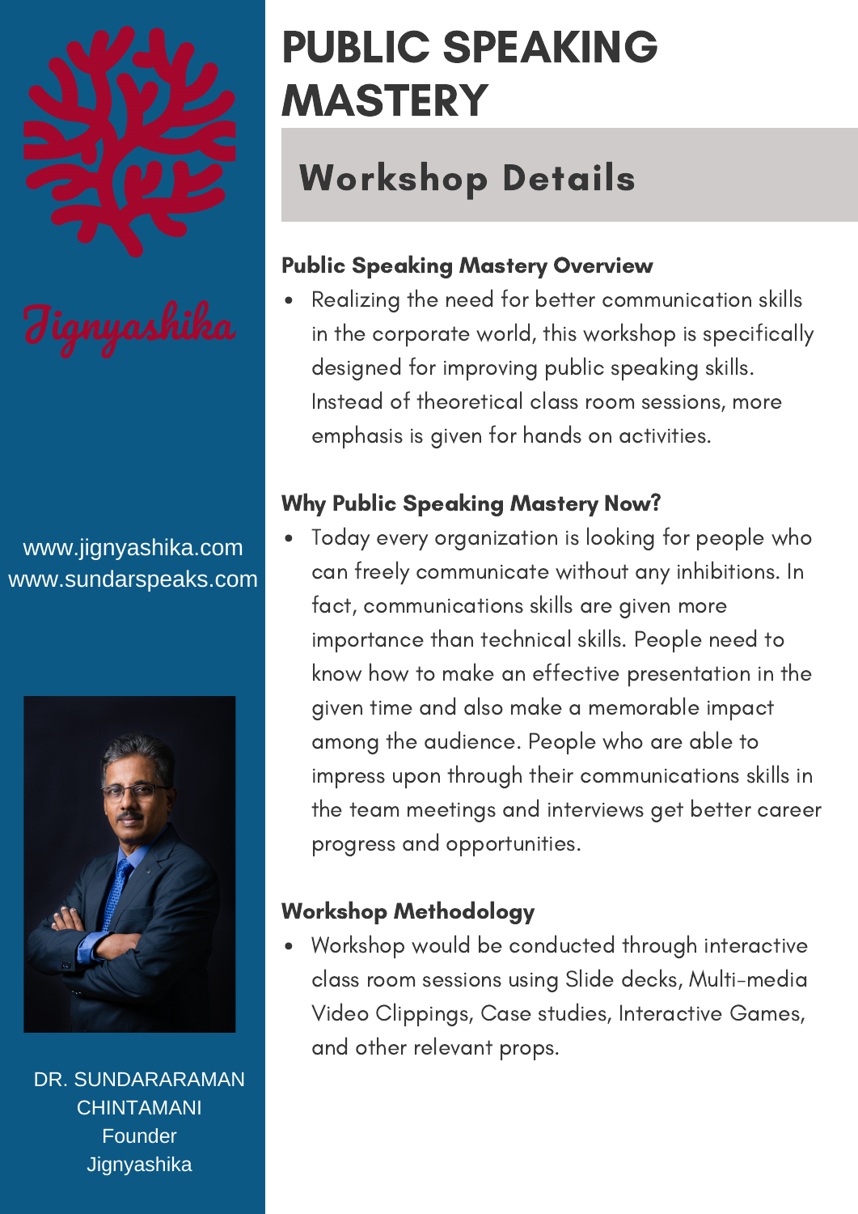Jignyashika

www.jignyashika.com
www.sundarspeaks.com

DR. SUNDARARAMAN CHINTAMANI
Founder
Jignyashika

# PUBLIC SPEAKING MASTERY

## Workshop Details

### Public Speaking Mastery Overview

- Realizing the need for better communication skills in the corporate world, this workshop is specifically designed for improving public speaking skills. Instead of theoretical class room sessions, more emphasis is given for hands on activities.

### Why Public Speaking Mastery Now?

- Today every organization is looking for people who can freely communicate without any inhibitions. In fact, communications skills are given more importance than technical skills. People need to know how to make an effective presentation in the given time and also make a memorable impact among the audience. People who are able to impress upon through their communications skills in the team meetings and interviews get better career progress and opportunities.

### Workshop Methodology

- Workshop would be conducted through interactive class room sessions using Slide decks, Multi-media Video Clippings, Case studies, Interactive Games, and other relevant props.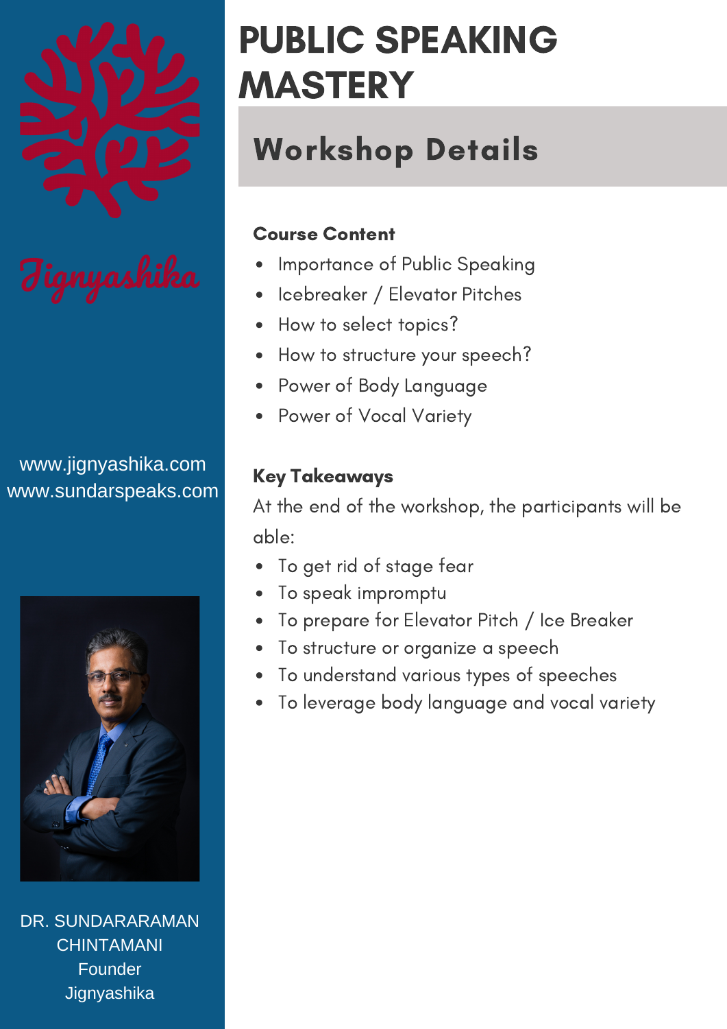Jignyashika

www.jignyashika.com
www.sundarspeaks.com

DR. SUNDARARAMAN CHINTAMANI
Founder
Jignyashika

# PUBLIC SPEAKING MASTERY

## Workshop Details

### Course Content

- Importance of Public Speaking
- Icebreaker / Elevator Pitches
- How to select topics?
- How to structure your speech?
- Power of Body Language
- Power of Vocal Variety

### Key Takeaways

At the end of the workshop, the participants will be able:

- To get rid of stage fear
- To speak impromptu
- To prepare for Elevator Pitch / Ice Breaker
- To structure or organize a speech
- To understand various types of speeches
- To leverage body language and vocal variety